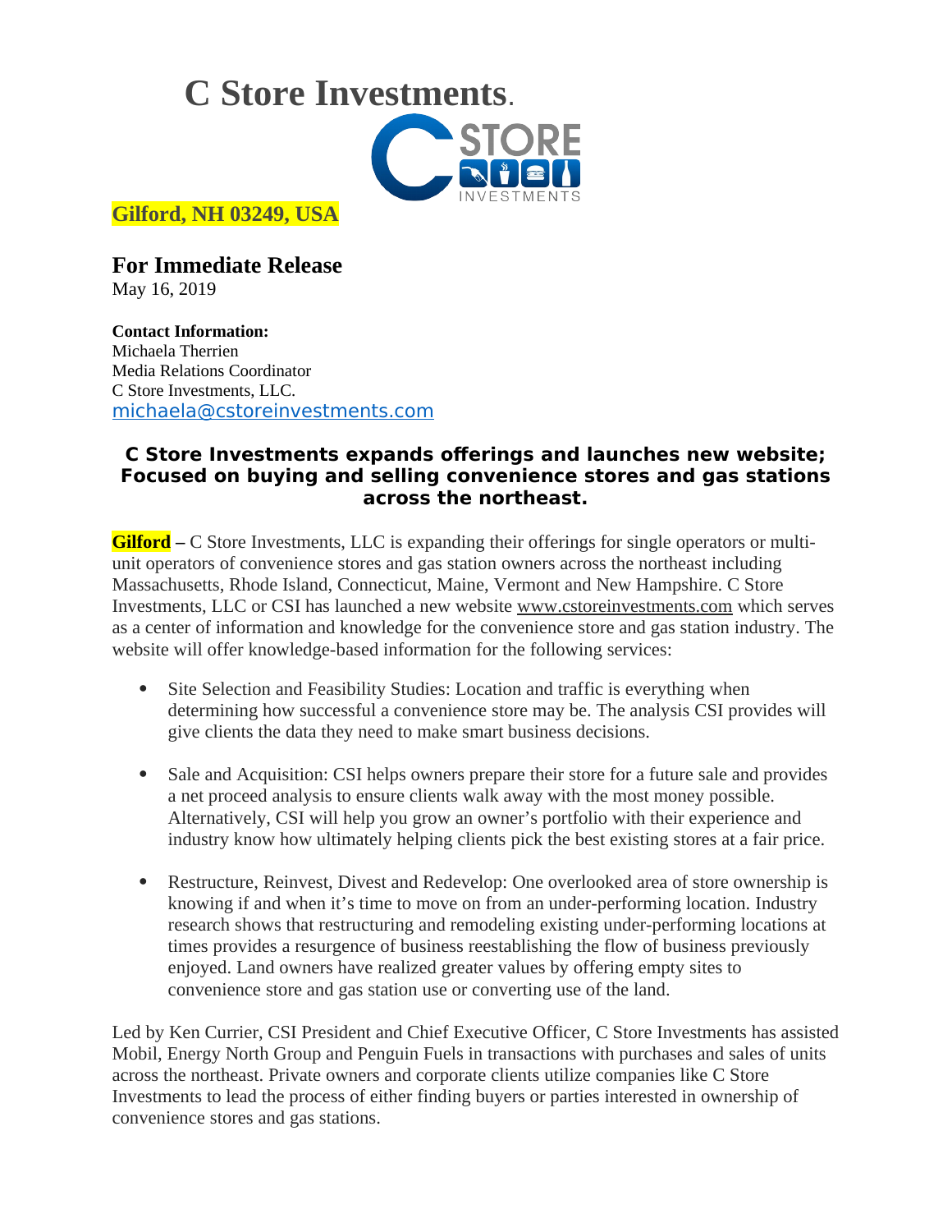# C Store Investments.

**Gilford, NH 03249, USA**

## For Immediate Release

May 16, 2019

**Contact Information:**
Michaela Therrien
Media Relations Coordinator
C Store Investments, LLC.
michaela@cstoreinvestments.com

### C Store Investments expands offerings and launches new website; Focused on buying and selling convenience stores and gas stations across the northeast.

**Gilford –** C Store Investments, LLC is expanding their offerings for single operators or multi-unit operators of convenience stores and gas station owners across the northeast including Massachusetts, Rhode Island, Connecticut, Maine, Vermont and New Hampshire. C Store Investments, LLC or CSI has launched a new website www.cstoreinvestments.com which serves as a center of information and knowledge for the convenience store and gas station industry. The website will offer knowledge-based information for the following services:

- Site Selection and Feasibility Studies: Location and traffic is everything when determining how successful a convenience store may be. The analysis CSI provides will give clients the data they need to make smart business decisions.

- Sale and Acquisition: CSI helps owners prepare their store for a future sale and provides a net proceed analysis to ensure clients walk away with the most money possible. Alternatively, CSI will help you grow an owner's portfolio with their experience and industry know how ultimately helping clients pick the best existing stores at a fair price.

- Restructure, Reinvest, Divest and Redevelop: One overlooked area of store ownership is knowing if and when it's time to move on from an under-performing location. Industry research shows that restructuring and remodeling existing under-performing locations at times provides a resurgence of business reestablishing the flow of business previously enjoyed. Land owners have realized greater values by offering empty sites to convenience store and gas station use or converting use of the land.

Led by Ken Currier, CSI President and Chief Executive Officer, C Store Investments has assisted Mobil, Energy North Group and Penguin Fuels in transactions with purchases and sales of units across the northeast. Private owners and corporate clients utilize companies like C Store Investments to lead the process of either finding buyers or parties interested in ownership of convenience stores and gas stations.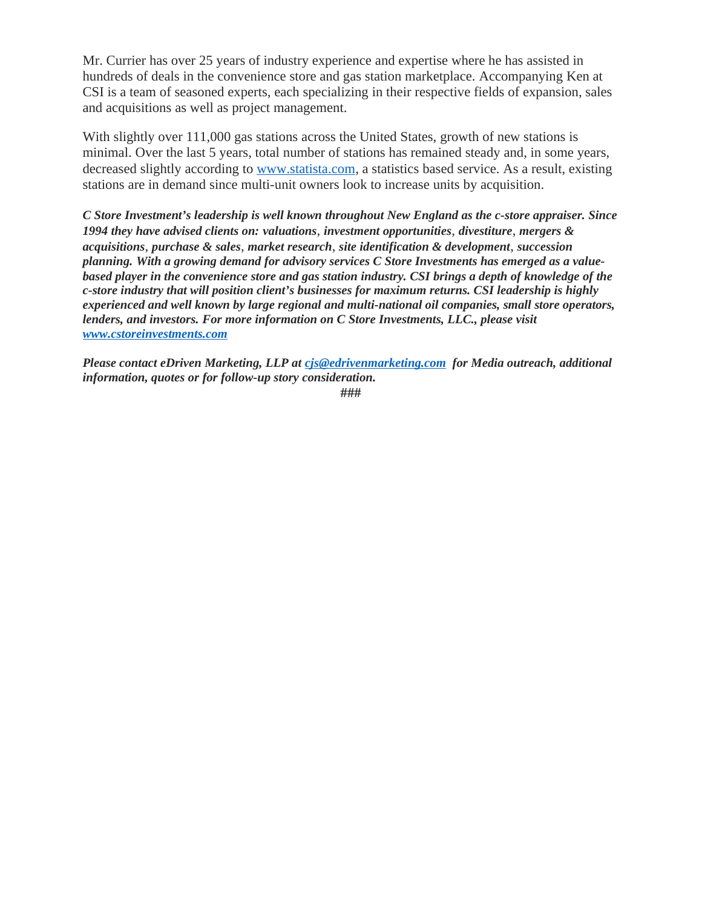Mr. Currier has over 25 years of industry experience and expertise where he has assisted in hundreds of deals in the convenience store and gas station marketplace. Accompanying Ken at CSI is a team of seasoned experts, each specializing in their respective fields of expansion, sales and acquisitions as well as project management.

With slightly over 111,000 gas stations across the United States, growth of new stations is minimal. Over the last 5 years, total number of stations has remained steady and, in some years, decreased slightly according to [www.statista.com](http://www.statista.com), a statistics based service. As a result, existing stations are in demand since multi-unit owners look to increase units by acquisition.

***C Store Investment's leadership is well known throughout New England as the c-store appraiser. Since 1994 they have advised clients on: valuations, investment opportunities, divestiture, mergers & acquisitions, purchase & sales, market research, site identification & development, succession planning. With a growing demand for advisory services C Store Investments has emerged as a value-based player in the convenience store and gas station industry. CSI brings a depth of knowledge of the c-store industry that will position client's businesses for maximum returns. CSI leadership is highly experienced and well known by large regional and multi-national oil companies, small store operators, lenders, and investors. For more information on C Store Investments, LLC., please visit [www.cstoreinvestments.com](http://www.cstoreinvestments.com)***

***Please contact eDriven Marketing, LLP at [cjs@edrivenmarketing.com](mailto:cjs@edrivenmarketing.com) for Media outreach, additional information, quotes or for follow-up story consideration.***

**###**